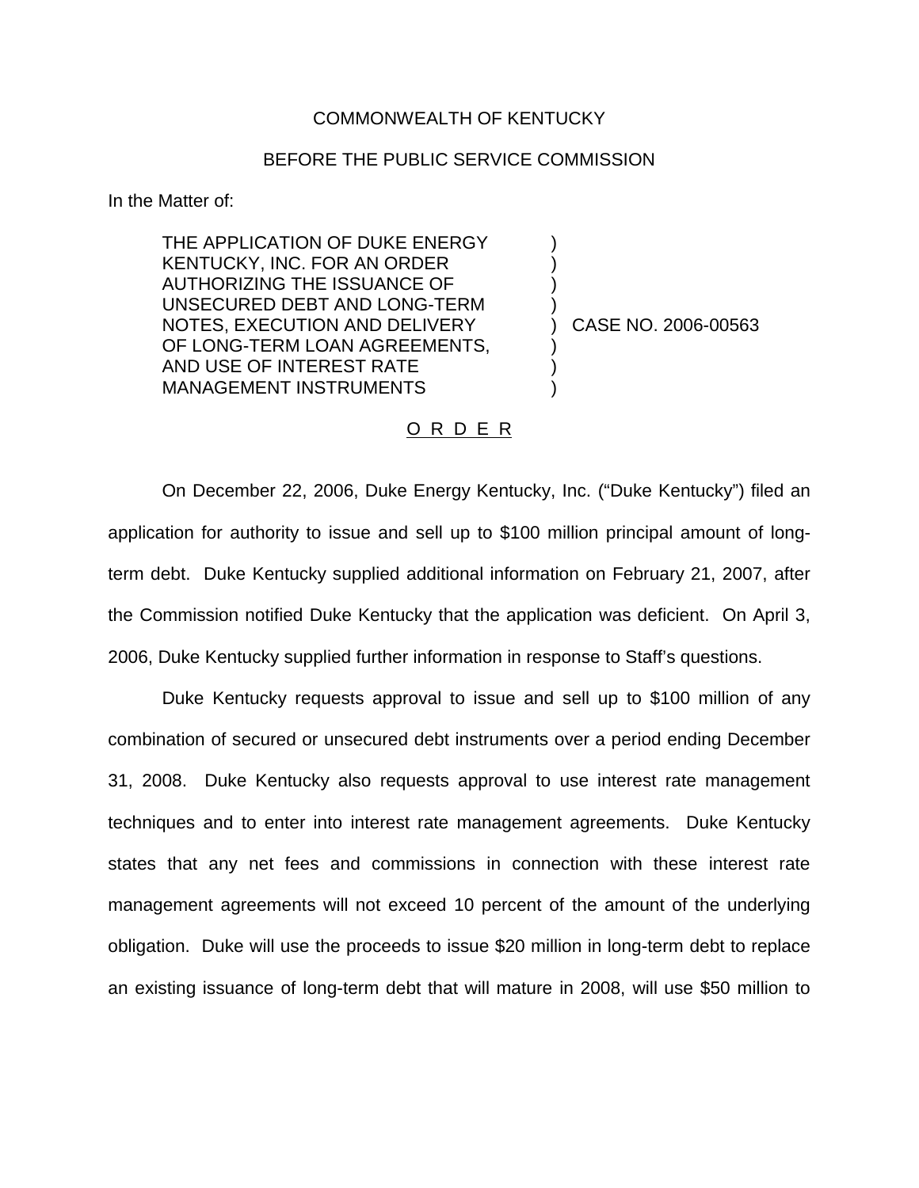COMMONWEALTH OF KENTUCKY

BEFORE THE PUBLIC SERVICE COMMISSION

In the Matter of:

| | | |
|---|---|---|
| THE APPLICATION OF DUKE ENERGY KENTUCKY, INC. FOR AN ORDER AUTHORIZING THE ISSUANCE OF UNSECURED DEBT AND LONG-TERM NOTES, EXECUTION AND DELIVERY OF LONG-TERM LOAN AGREEMENTS, AND USE OF INTEREST RATE MANAGEMENT INSTRUMENTS | ) | CASE NO. 2006-00563 |

O R D E R

On December 22, 2006, Duke Energy Kentucky, Inc. ("Duke Kentucky") filed an application for authority to issue and sell up to $100 million principal amount of long-term debt. Duke Kentucky supplied additional information on February 21, 2007, after the Commission notified Duke Kentucky that the application was deficient. On April 3, 2006, Duke Kentucky supplied further information in response to Staff's questions.

Duke Kentucky requests approval to issue and sell up to $100 million of any combination of secured or unsecured debt instruments over a period ending December 31, 2008. Duke Kentucky also requests approval to use interest rate management techniques and to enter into interest rate management agreements. Duke Kentucky states that any net fees and commissions in connection with these interest rate management agreements will not exceed 10 percent of the amount of the underlying obligation. Duke will use the proceeds to issue $20 million in long-term debt to replace an existing issuance of long-term debt that will mature in 2008, will use $50 million to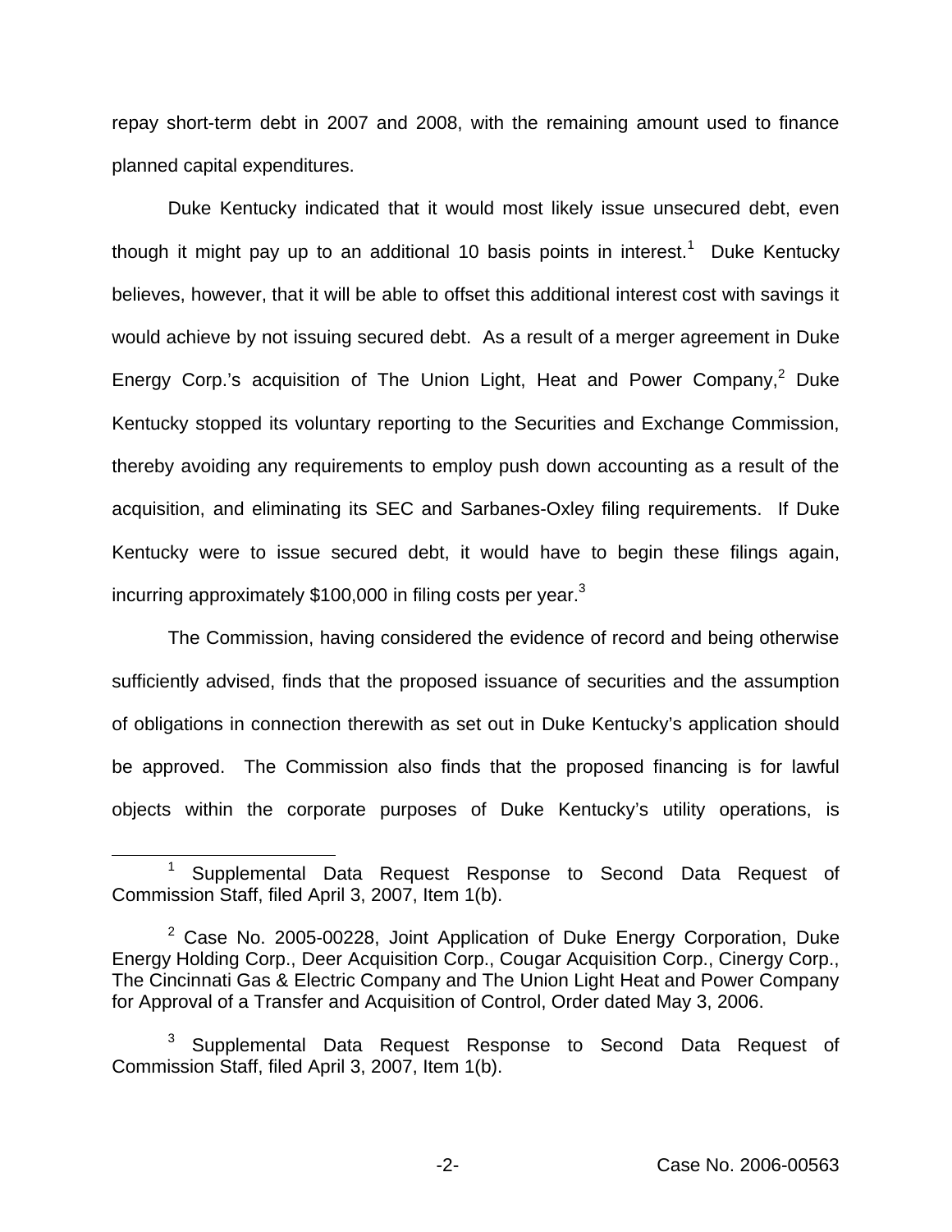repay short-term debt in 2007 and 2008, with the remaining amount used to finance planned capital expenditures.

Duke Kentucky indicated that it would most likely issue unsecured debt, even though it might pay up to an additional 10 basis points in interest.[1] Duke Kentucky believes, however, that it will be able to offset this additional interest cost with savings it would achieve by not issuing secured debt. As a result of a merger agreement in Duke Energy Corp.'s acquisition of The Union Light, Heat and Power Company,[2] Duke Kentucky stopped its voluntary reporting to the Securities and Exchange Commission, thereby avoiding any requirements to employ push down accounting as a result of the acquisition, and eliminating its SEC and Sarbanes-Oxley filing requirements. If Duke Kentucky were to issue secured debt, it would have to begin these filings again, incurring approximately $100,000 in filing costs per year.[3]

The Commission, having considered the evidence of record and being otherwise sufficiently advised, finds that the proposed issuance of securities and the assumption of obligations in connection therewith as set out in Duke Kentucky's application should be approved. The Commission also finds that the proposed financing is for lawful objects within the corporate purposes of Duke Kentucky's utility operations, is

---

[1] Supplemental Data Request Response to Second Data Request of Commission Staff, filed April 3, 2007, Item 1(b).

[2] Case No. 2005-00228, Joint Application of Duke Energy Corporation, Duke Energy Holding Corp., Deer Acquisition Corp., Cougar Acquisition Corp., Cinergy Corp., The Cincinnati Gas & Electric Company and The Union Light Heat and Power Company for Approval of a Transfer and Acquisition of Control, Order dated May 3, 2006.

[3] Supplemental Data Request Response to Second Data Request of Commission Staff, filed April 3, 2007, Item 1(b).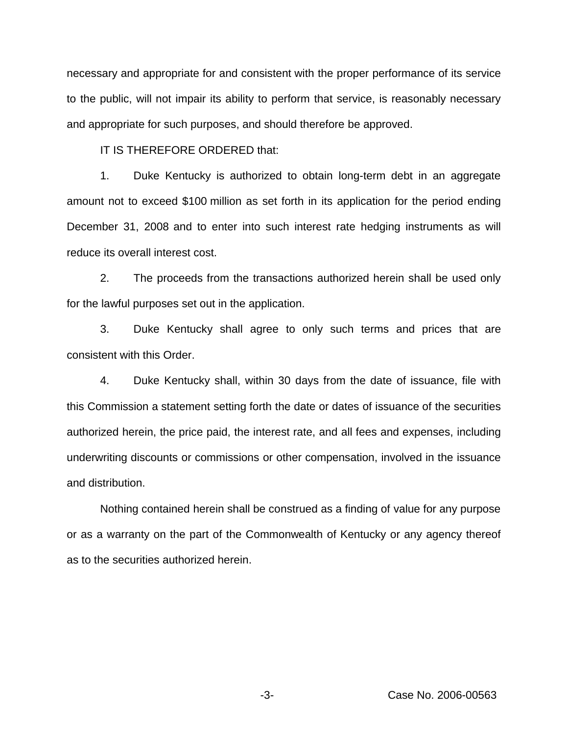necessary and appropriate for and consistent with the proper performance of its service to the public, will not impair its ability to perform that service, is reasonably necessary and appropriate for such purposes, and should therefore be approved.

IT IS THEREFORE ORDERED that:

1. Duke Kentucky is authorized to obtain long-term debt in an aggregate amount not to exceed $100 million as set forth in its application for the period ending December 31, 2008 and to enter into such interest rate hedging instruments as will reduce its overall interest cost.

2. The proceeds from the transactions authorized herein shall be used only for the lawful purposes set out in the application.

3. Duke Kentucky shall agree to only such terms and prices that are consistent with this Order.

4. Duke Kentucky shall, within 30 days from the date of issuance, file with this Commission a statement setting forth the date or dates of issuance of the securities authorized herein, the price paid, the interest rate, and all fees and expenses, including underwriting discounts or commissions or other compensation, involved in the issuance and distribution.

Nothing contained herein shall be construed as a finding of value for any purpose or as a warranty on the part of the Commonwealth of Kentucky or any agency thereof as to the securities authorized herein.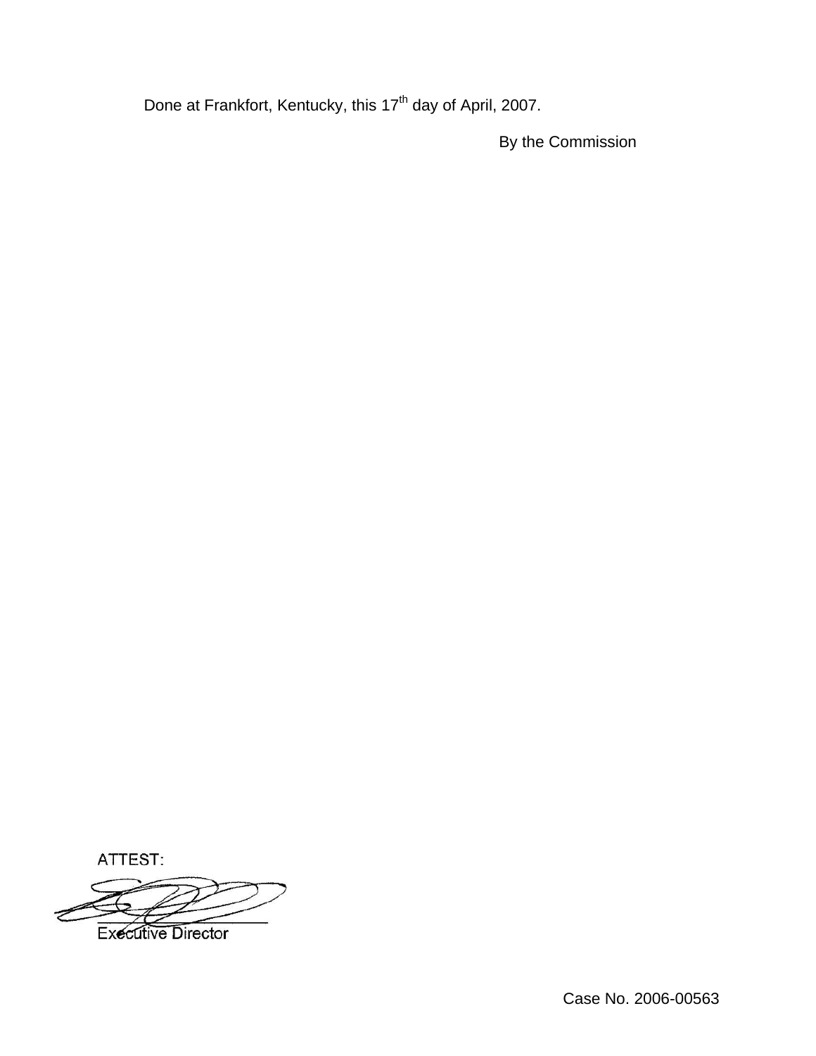Done at Frankfort, Kentucky, this 17th day of April, 2007.

By the Commission

ATTEST:

Executive Director

Case No. 2006-00563